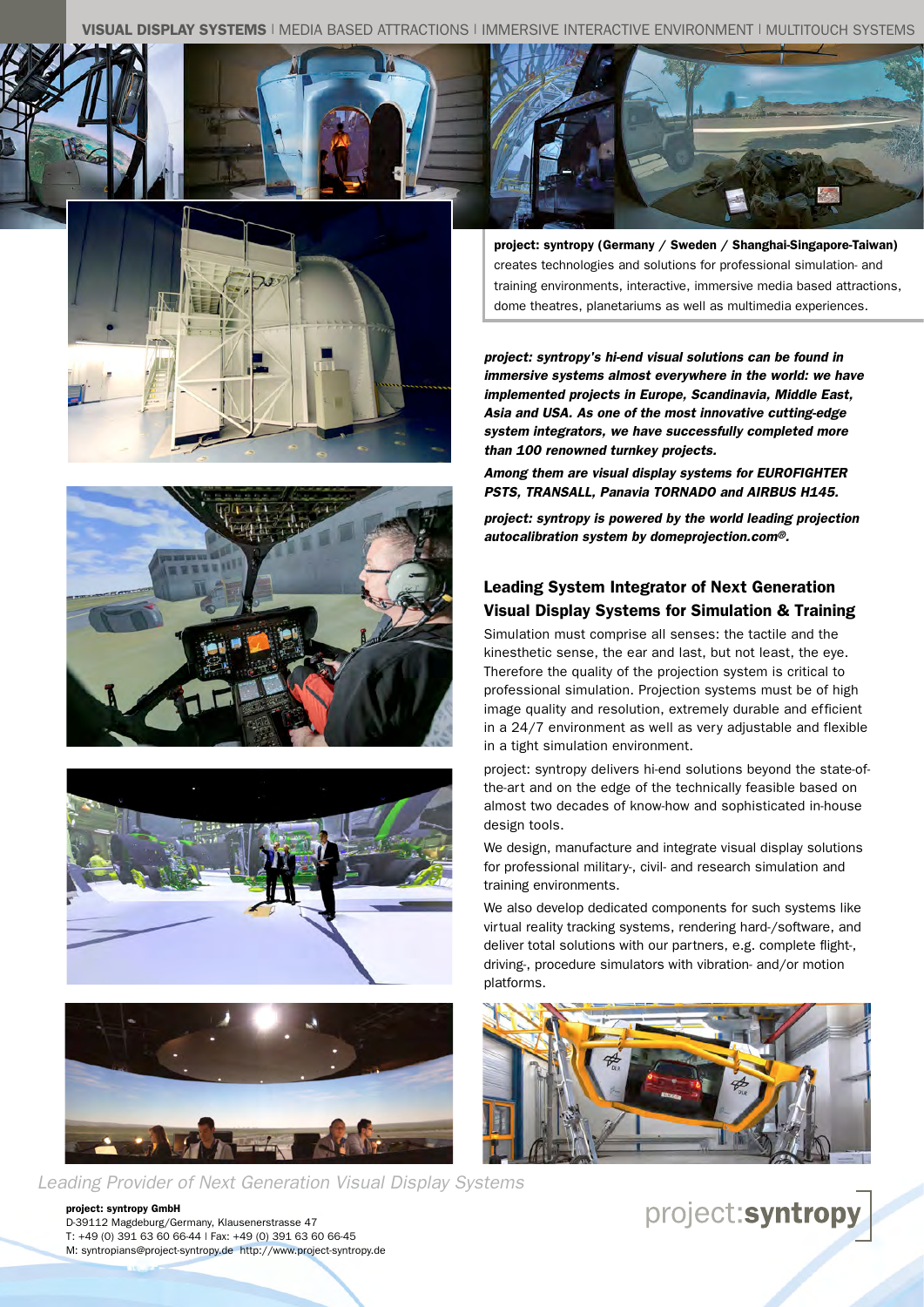**VISUAL DISPLAY SYSTEMS** | MEDIA BASED ATTRACTIONS | IMMERSIVE INTERACTIVE ENVIRONMENT | MULTITOUCH SYSTEMS

**project: syntropy (Germany / Sweden / Shanghai-Singapore-Taiwan)** creates technologies and solutions for professional simulation- and training environments, interactive, immersive media based attractions, dome theatres, planetariums as well as multimedia experiences.

***project: syntropy's hi-end visual solutions can be found in immersive systems almost everywhere in the world: we have implemented projects in Europe, Scandinavia, Middle East, Asia and USA. As one of the most innovative cutting-edge system integrators, we have successfully completed more than 100 renowned turnkey projects.***

***Among them are visual display systems for EUROFIGHTER PSTS, TRANSALL, Panavia TORNADO and AIRBUS H145.***

***project: syntropy is powered by the world leading projection autocalibration system by domeprojection.com®.***

## Leading System Integrator of Next Generation Visual Display Systems for Simulation & Training

Simulation must comprise all senses: the tactile and the kinesthetic sense, the ear and last, but not least, the eye. Therefore the quality of the projection system is critical to professional simulation. Projection systems must be of high image quality and resolution, extremely durable and efficient in a 24/7 environment as well as very adjustable and flexible in a tight simulation environment.

project: syntropy delivers hi-end solutions beyond the state-of-the-art and on the edge of the technically feasible based on almost two decades of know-how and sophisticated in-house design tools.

We design, manufacture and integrate visual display solutions for professional military-, civil- and research simulation and training environments.

We also develop dedicated components for such systems like virtual reality tracking systems, rendering hard-/software, and deliver total solutions with our partners, e.g. complete flight-, driving-, procedure simulators with vibration- and/or motion platforms.

*Leading Provider of Next Generation Visual Display Systems*

**project: syntropy GmbH**
D-39112 Magdeburg/Germany, Klausenerstrasse 47
T: +49 (0) 391 63 60 66-44 | Fax: +49 (0) 391 63 60 66-45
M: syntropians@project-syntropy.de http://www.project-syntropy.de

project:**syntropy**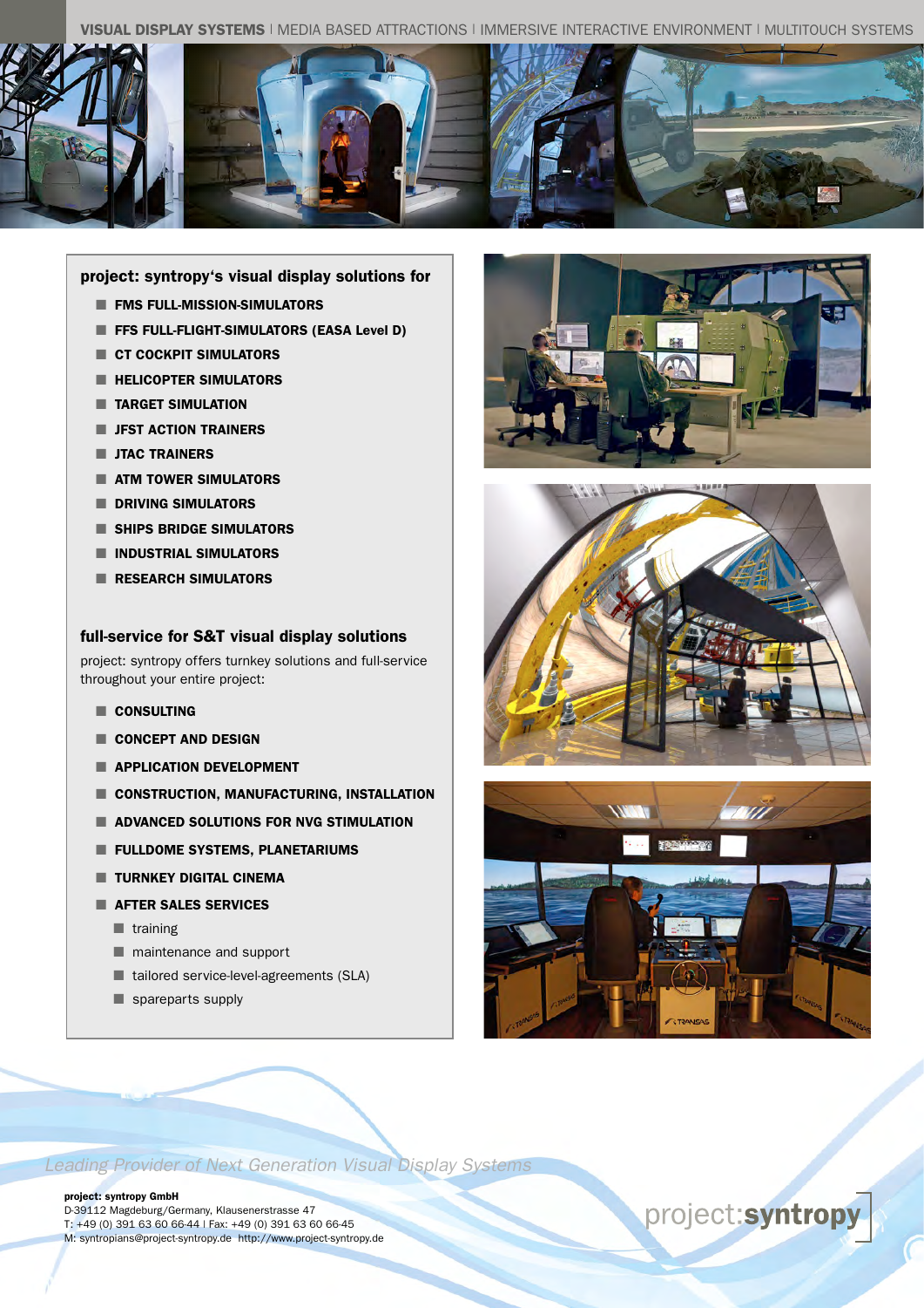**VISUAL DISPLAY SYSTEMS** | MEDIA BASED ATTRACTIONS | IMMERSIVE INTERACTIVE ENVIRONMENT | MULTITOUCH SYSTEMS

## project: syntropy's visual display solutions for

- **FMS FULL-MISSION-SIMULATORS**
- **FFS FULL-FLIGHT-SIMULATORS (EASA Level D)**
- **CT COCKPIT SIMULATORS**
- **HELICOPTER SIMULATORS**
- **TARGET SIMULATION**
- **JFST ACTION TRAINERS**
- **JTAC TRAINERS**
- **ATM TOWER SIMULATORS**
- **DRIVING SIMULATORS**
- **SHIPS BRIDGE SIMULATORS**
- **INDUSTRIAL SIMULATORS**
- **RESEARCH SIMULATORS**

## full-service for S&T visual display solutions

project: syntropy offers turnkey solutions and full-service throughout your entire project:

- **CONSULTING**
- **CONCEPT AND DESIGN**
- **APPLICATION DEVELOPMENT**
- **CONSTRUCTION, MANUFACTURING, INSTALLATION**
- **ADVANCED SOLUTIONS FOR NVG STIMULATION**
- **FULLDOME SYSTEMS, PLANETARIUMS**
- **TURNKEY DIGITAL CINEMA**
- **AFTER SALES SERVICES**
  - training
  - maintenance and support
  - tailored service-level-agreements (SLA)
  - spareparts supply

*Leading Provider of Next Generation Visual Display Systems*

**project: syntropy GmbH**
D-39112 Magdeburg/Germany, Klausenerstrasse 47
T: +49 (0) 391 63 60 66-44 | Fax: +49 (0) 391 63 60 66-45
M: syntropians@project-syntropy.de http://www.project-syntropy.de

project:**syntropy**